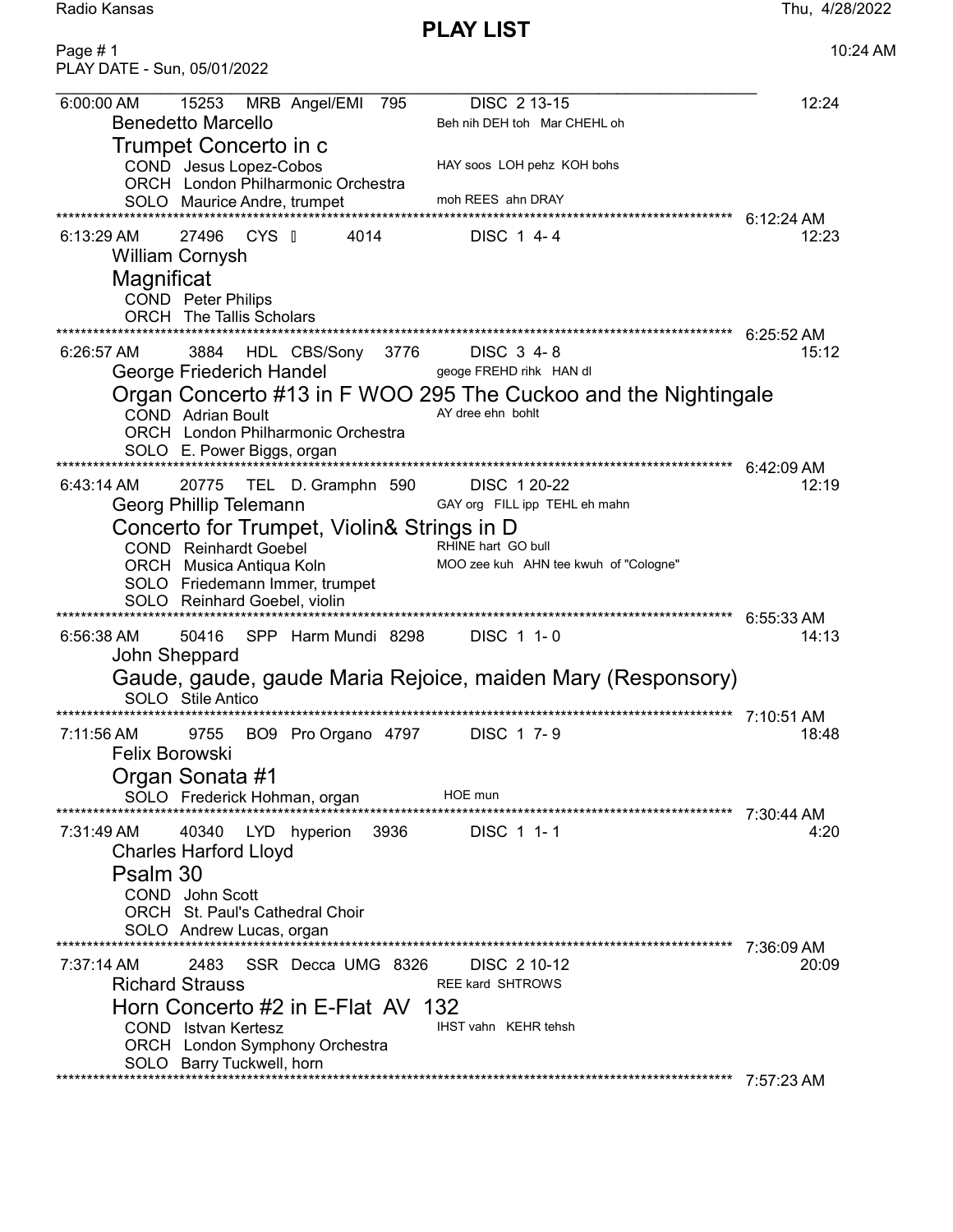# PLAY LIST

Radio Kansas — Thu, 4/28/2022 10:24 AM

PLAY DATE - Sun, 05/01/2022

---

6:00:00 AM 15253 MRB Angel/EMI 795 DISC 2 13-15 — 12:24

**Benedetto Marcello** — Beh nih DEH toh Mar CHEHL oh

## Trumpet Concerto in c

- COND Jesus Lopez-Cobos — HAY soos LOH pehz KOH bohs
- ORCH London Philharmonic Orchestra
- SOLO Maurice Andre, trumpet — moh REES ahn DRAY

6:12:24 AM

---

6:13:29 AM 27496 CYS  4014 DISC 1 4- 4 — 12:23

**William Cornysh**

## Magnificat

- COND Peter Philips
- ORCH The Tallis Scholars

6:25:52 AM

---

6:26:57 AM 3884 HDL CBS/Sony 3776 DISC 3 4- 8 — 15:12

**George Friederich Handel** — geoge FREHD rihk HAN dl

## Organ Concerto #13 in F WOO 295 The Cuckoo and the Nightingale

- COND Adrian Boult — AY dree ehn bohlt
- ORCH London Philharmonic Orchestra
- SOLO E. Power Biggs, organ

6:42:09 AM

---

6:43:14 AM 20775 TEL D. Gramphn 590 DISC 1 20-22 — 12:19

**Georg Phillip Telemann** — GAY org FILL ipp TEHL eh mahn

## Concerto for Trumpet, Violin& Strings in D

- COND Reinhardt Goebel — RHINE hart GO bull
- ORCH Musica Antiqua Koln — MOO zee kuh AHN tee kwuh of "Cologne"
- SOLO Friedemann Immer, trumpet
- SOLO Reinhard Goebel, violin

6:55:33 AM

---

6:56:38 AM 50416 SPP Harm Mundi 8298 DISC 1 1- 0 — 14:13

**John Sheppard**

## Gaude, gaude, gaude Maria Rejoice, maiden Mary (Responsory)

- SOLO Stile Antico

7:10:51 AM

---

7:11:56 AM 9755 BO9 Pro Organo 4797 DISC 1 7- 9 — 18:48

**Felix Borowski**

## Organ Sonata #1

- SOLO Frederick Hohman, organ — HOE mun

7:30:44 AM

---

7:31:49 AM 40340 LYD hyperion 3936 DISC 1 1- 1 — 4:20

**Charles Harford Lloyd**

## Psalm 30

- COND John Scott
- ORCH St. Paul's Cathedral Choir
- SOLO Andrew Lucas, organ

7:36:09 AM

---

7:37:14 AM 2483 SSR Decca UMG 8326 DISC 2 10-12 — 20:09

**Richard Strauss** — REE kard SHTROWS

## Horn Concerto #2 in E-Flat AV 132

- COND Istvan Kertesz — IHST vahn KEHR tehsh
- ORCH London Symphony Orchestra
- SOLO Barry Tuckwell, horn

7:57:23 AM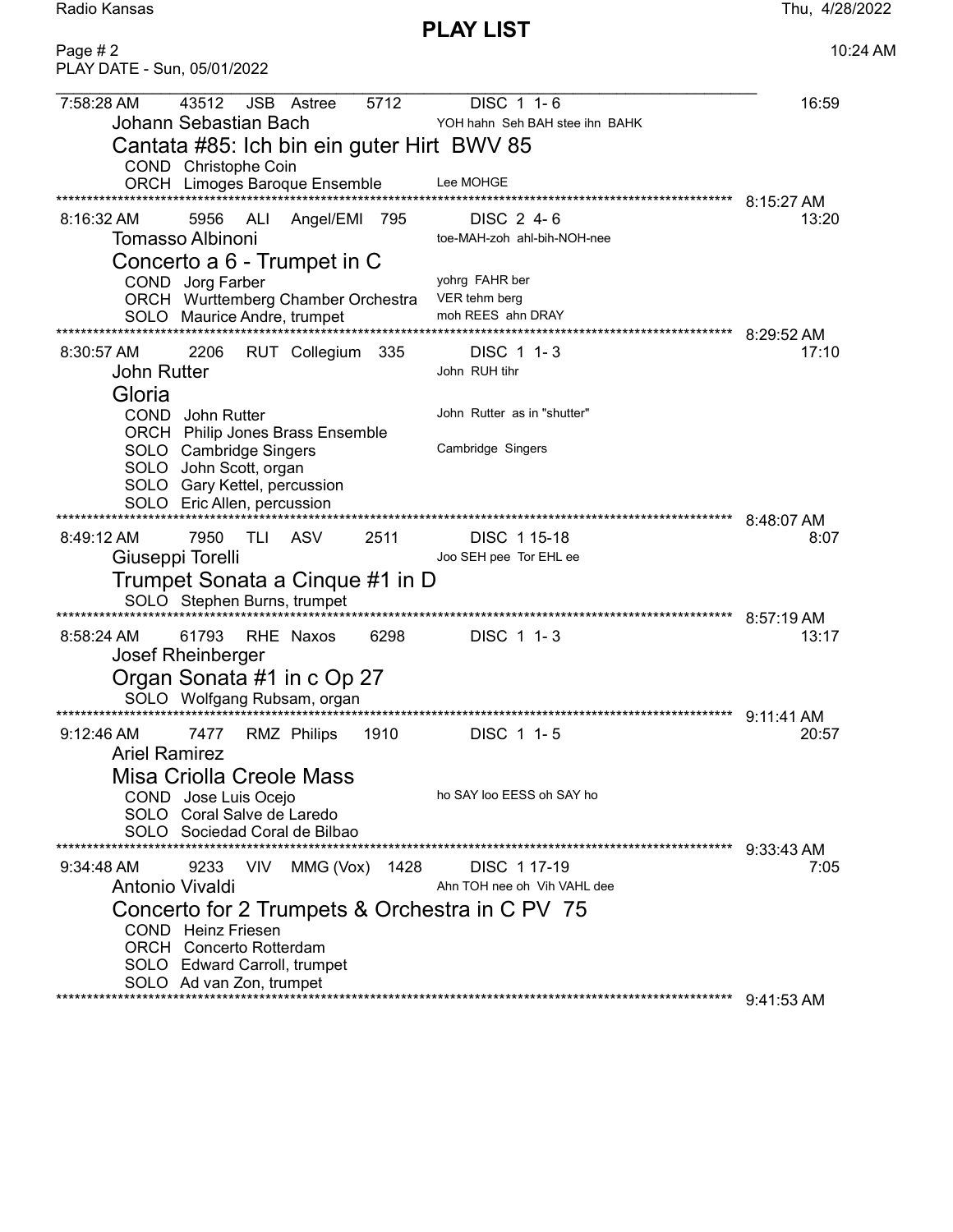PLAY LIST

PLAY DATE - Sun, 05/01/2022

---

7:58:28 AM  43512  JSB  Astree  5712  DISC 1 1- 6  16:59

**Johann Sebastian Bach**  YOH hahn Seh BAH stee ihn BAHK

### Cantata #85: Ich bin ein guter Hirt BWV 85

- COND Christophe Coin
- ORCH Limoges Baroque Ensemble — Lee MOHGE

8:15:27 AM

---

8:16:32 AM  5956  ALI  Angel/EMI  795  DISC 2 4- 6  13:20

**Tomasso Albinoni**  toe-MAH-zoh ahl-bih-NOH-nee

### Concerto a 6 - Trumpet in C

- COND Jorg Farber — yohrg FAHR ber
- ORCH Wurttemberg Chamber Orchestra — VER tehm berg
- SOLO Maurice Andre, trumpet — moh REES ahn DRAY

8:29:52 AM

---

8:30:57 AM  2206  RUT  Collegium  335  DISC 1 1- 3  17:10

**John Rutter**  John RUH tihr

### Gloria

- COND John Rutter — John Rutter as in "shutter"
- ORCH Philip Jones Brass Ensemble
- SOLO Cambridge Singers — Cambridge Singers
- SOLO John Scott, organ
- SOLO Gary Kettel, percussion
- SOLO Eric Allen, percussion

8:48:07 AM

---

8:49:12 AM  7950  TLI  ASV  2511  DISC 1 15-18  8:07

**Giuseppi Torelli**  Joo SEH pee Tor EHL ee

### Trumpet Sonata a Cinque #1 in D

- SOLO Stephen Burns, trumpet

8:57:19 AM

---

8:58:24 AM  61793  RHE  Naxos  6298  DISC 1 1- 3  13:17

**Josef Rheinberger**

### Organ Sonata #1 in c Op 27

- SOLO Wolfgang Rubsam, organ

9:11:41 AM

---

9:12:46 AM  7477  RMZ  Philips  1910  DISC 1 1- 5  20:57

**Ariel Ramirez**

### Misa Criolla Creole Mass

- COND Jose Luis Ocejo — ho SAY loo EESS oh SAY ho
- SOLO Coral Salve de Laredo
- SOLO Sociedad Coral de Bilbao

9:33:43 AM

---

9:34:48 AM  9233  VIV  MMG (Vox)  1428  DISC 1 17-19  7:05

**Antonio Vivaldi**  Ahn TOH nee oh Vih VAHL dee

### Concerto for 2 Trumpets & Orchestra in C PV 75

- COND Heinz Friesen
- ORCH Concerto Rotterdam
- SOLO Edward Carroll, trumpet
- SOLO Ad van Zon, trumpet

9:41:53 AM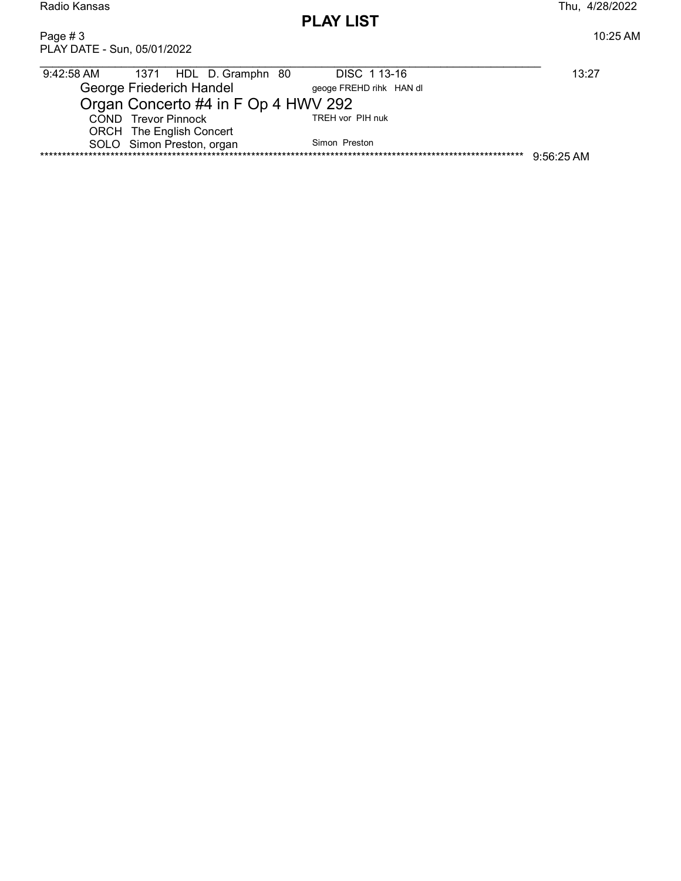Radio Kansas — Thu, 4/28/2022

# PLAY LIST

Page # 3 — 10:25 AM

PLAY DATE - Sun, 05/01/2022

| | | | | |
|---|---|---|---|---|
| 9:42:58 AM | 1371 HDL D. Gramphn 80 | DISC 1 13-16 | | 13:27 |
| | George Friederich Handel | geoge FREHD rihk HAN dl | | |
| | **Organ Concerto #4 in F Op 4 HWV 292** | | | |
| | COND Trevor Pinnock | TREH vor PIH nuk | | |
| | ORCH The English Concert | | | |
| | SOLO Simon Preston, organ | Simon Preston | | |

****************************************************************************************************** 9:56:25 AM